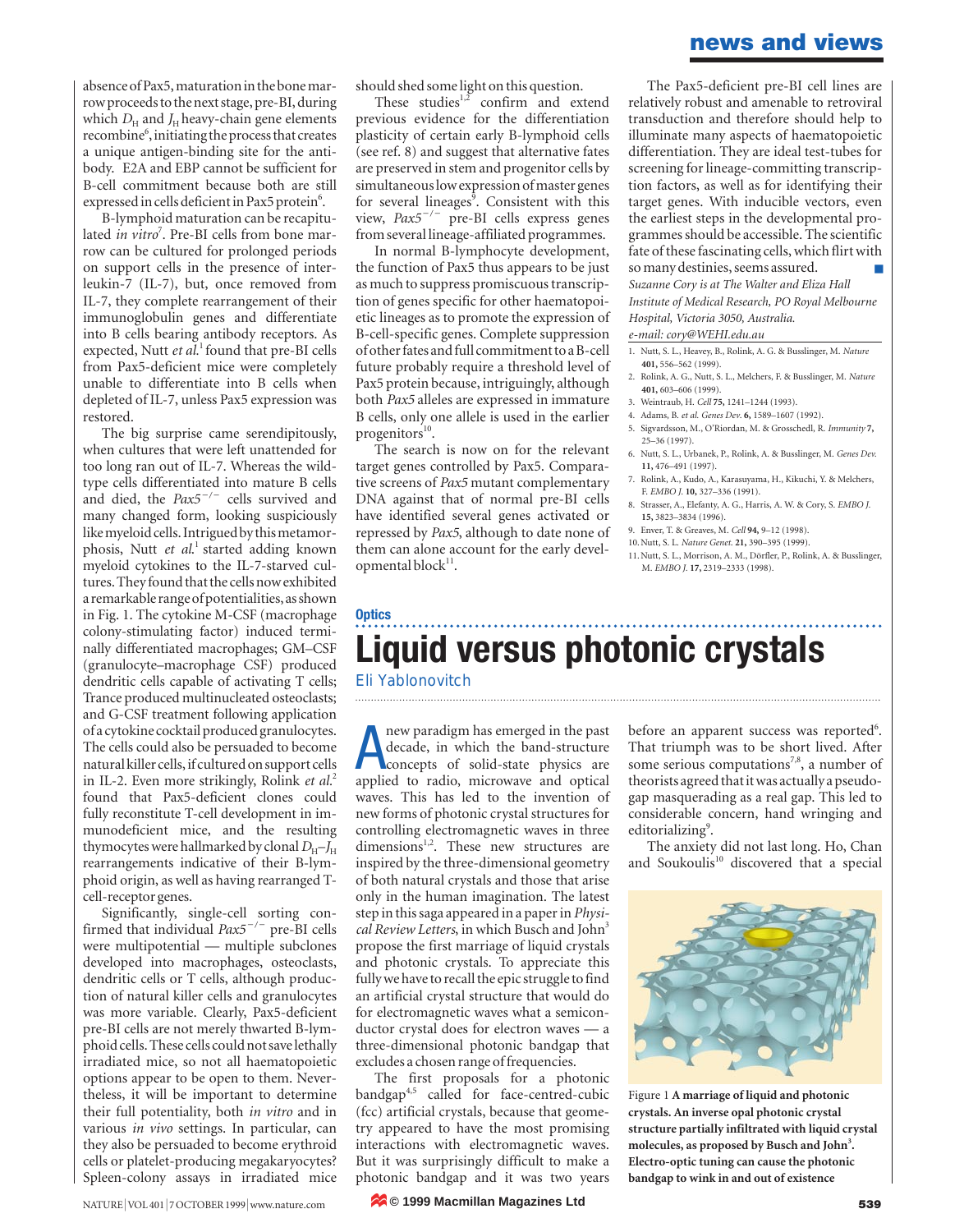absence of Pax5, maturation in the bone marrow proceeds to the next stage, pre-BI, during which $D_H$ and $J_H$ heavy-chain gene elements recombine[6], initiating the process that creates a unique antigen-binding site for the antibody. E2A and EBP cannot be sufficient for B-cell commitment because both are still expressed in cells deficient in Pax5 protein[6].

B-lymphoid maturation can be recapitulated *in vitro*[7]. Pre-BI cells from bone marrow can be cultured for prolonged periods on support cells in the presence of interleukin-7 (IL-7), but, once removed from IL-7, they complete rearrangement of their immunoglobulin genes and differentiate into B cells bearing antibody receptors. As expected, Nutt *et al.*[1] found that pre-BI cells from Pax5-deficient mice were completely unable to differentiate into B cells when depleted of IL-7, unless Pax5 expression was restored.

The big surprise came serendipitously, when cultures that were left unattended for too long ran out of IL-7. Whereas the wild-type cells differentiated into mature B cells and died, the $Pax5^{-/-}$ cells survived and many changed form, looking suspiciously like myeloid cells. Intrigued by this metamorphosis, Nutt *et al.*[1] started adding known myeloid cytokines to the IL-7-starved cultures. They found that the cells now exhibited a remarkable range of potentialities, as shown in Fig. 1. The cytokine M-CSF (macrophage colony-stimulating factor) induced terminally differentiated macrophages; GM–CSF (granulocyte–macrophage CSF) produced dendritic cells capable of activating T cells; Trance produced multinucleated osteoclasts; and G-CSF treatment following application of a cytokine cocktail produced granulocytes. The cells could also be persuaded to become natural killer cells, if cultured on support cells in IL-2. Even more strikingly, Rolink *et al.*[2] found that Pax5-deficient clones could fully reconstitute T-cell development in immunodeficient mice, and the resulting thymocytes were hallmarked by clonal $D_H$–$J_H$ rearrangements indicative of their B-lymphoid origin, as well as having rearranged T-cell-receptor genes.

Significantly, single-cell sorting confirmed that individual $Pax5^{-/-}$ pre-BI cells were multipotential — multiple subclones developed into macrophages, osteoclasts, dendritic cells or T cells, although production of natural killer cells and granulocytes was more variable. Clearly, Pax5-deficient pre-BI cells are not merely thwarted B-lymphoid cells. These cells could not save lethally irradiated mice, so not all haematopoietic options appear to be open to them. Nevertheless, it will be important to determine their full potentiality, both *in vitro* and in various *in vivo* settings. In particular, can they also be persuaded to become erythroid cells or platelet-producing megakaryocytes? Spleen-colony assays in irradiated mice should shed some light on this question.

These studies[1,2] confirm and extend previous evidence for the differentiation plasticity of certain early B-lymphoid cells (see ref. 8) and suggest that alternative fates are preserved in stem and progenitor cells by simultaneous low expression of master genes for several lineages[9]. Consistent with this view, $Pax5^{-/-}$ pre-BI cells express genes from several lineage-affiliated programmes.

In normal B-lymphocyte development, the function of Pax5 thus appears to be just as much to suppress promiscuous transcription of genes specific for other haematopoietic lineages as to promote the expression of B-cell-specific genes. Complete suppression of other fates and full commitment to a B-cell future probably require a threshold level of Pax5 protein because, intriguingly, although both *Pax5* alleles are expressed in immature B cells, only one allele is used in the earlier progenitors[10].

The search is now on for the relevant target genes controlled by Pax5. Comparative screens of *Pax5* mutant complementary DNA against that of normal pre-BI cells have identified several genes activated or repressed by *Pax5*, although to date none of them can alone account for the early developmental block[11].

The Pax5-deficient pre-BI cell lines are relatively robust and amenable to retroviral transduction and therefore should help to illuminate many aspects of haematopoietic differentiation. They are ideal test-tubes for screening for lineage-committing transcription factors, as well as for identifying their target genes. With inducible vectors, even the earliest steps in the developmental programmes should be accessible. The scientific fate of these fascinating cells, which flirt with so many destinies, seems assured. ■

*Suzanne Cory is at The Walter and Eliza Hall Institute of Medical Research, PO Royal Melbourne Hospital, Victoria 3050, Australia.*
*e-mail: cory@WEHI.edu.au*

1. Nutt, S. L., Heavey, B., Rolink, A. G. & Busslinger, M. *Nature* **401,** 556–562 (1999).
2. Rolink, A. G., Nutt, S. L., Melchers, F. & Busslinger, M. *Nature* **401,** 603–606 (1999).
3. Weintraub, H. *Cell* **75,** 1241–1244 (1993).
4. Adams, B. *et al. Genes Dev.* **6,** 1589–1607 (1992).
5. Sigvardsson, M., O'Riordan, M. & Grosschedl, R. *Immunity* **7,** 25–36 (1997).
6. Nutt, S. L., Urbanek, P., Rolink, A. & Busslinger, M. *Genes Dev.* **11,** 476–491 (1997).
7. Rolink, A., Kudo, A., Karasuyama, H., Kikuchi, Y. & Melchers, F. *EMBO J.* **10,** 327–336 (1991).
8. Strasser, A., Elefanty, A. G., Harris, A. W. & Cory, S. *EMBO J.* **15,** 3823–3834 (1996).
9. Enver, T. & Greaves, M. *Cell* **94,** 9–12 (1998).
10. Nutt, S. L. *Nature Genet.* **21,** 390–395 (1999).
11. Nutt, S. L., Morrison, A. M., Dörfler, P., Rolink, A. & Busslinger, M. *EMBO J.* **17,** 2319–2333 (1998).

**Optics**

# Liquid versus photonic crystals

Eli Yablonovitch

A new paradigm has emerged in the past decade, in which the band-structure concepts of solid-state physics are applied to radio, microwave and optical waves. This has led to the invention of new forms of photonic crystal structures for controlling electromagnetic waves in three dimensions[1,2]. These new structures are inspired by the three-dimensional geometry of both natural crystals and those that arise only in the human imagination. The latest step in this saga appeared in a paper in *Physical Review Letters*, in which Busch and John[3] propose the first marriage of liquid crystals and photonic crystals. To appreciate this fully we have to recall the epic struggle to find an artificial crystal structure that would do for electromagnetic waves what a semiconductor crystal does for electron waves — a three-dimensional photonic bandgap that excludes a chosen range of frequencies.

The first proposals for a photonic bandgap[4,5] called for face-centred-cubic (fcc) artificial crystals, because that geometry appeared to have the most promising interactions with electromagnetic waves. But it was surprisingly difficult to make a photonic bandgap and it was two years before an apparent success was reported[6]. That triumph was to be short lived. After some serious computations[7,8], a number of theorists agreed that it was actually a pseudo-gap masquerading as a real gap. This led to considerable concern, hand wringing and editorializing[9].

The anxiety did not last long. Ho, Chan and Soukoulis[10] discovered that a special

Figure 1 **A marriage of liquid and photonic crystals. An inverse opal photonic crystal structure partially infiltrated with liquid crystal molecules, as proposed by Busch and John[3]. Electro-optic tuning can cause the photonic bandgap to wink in and out of existence**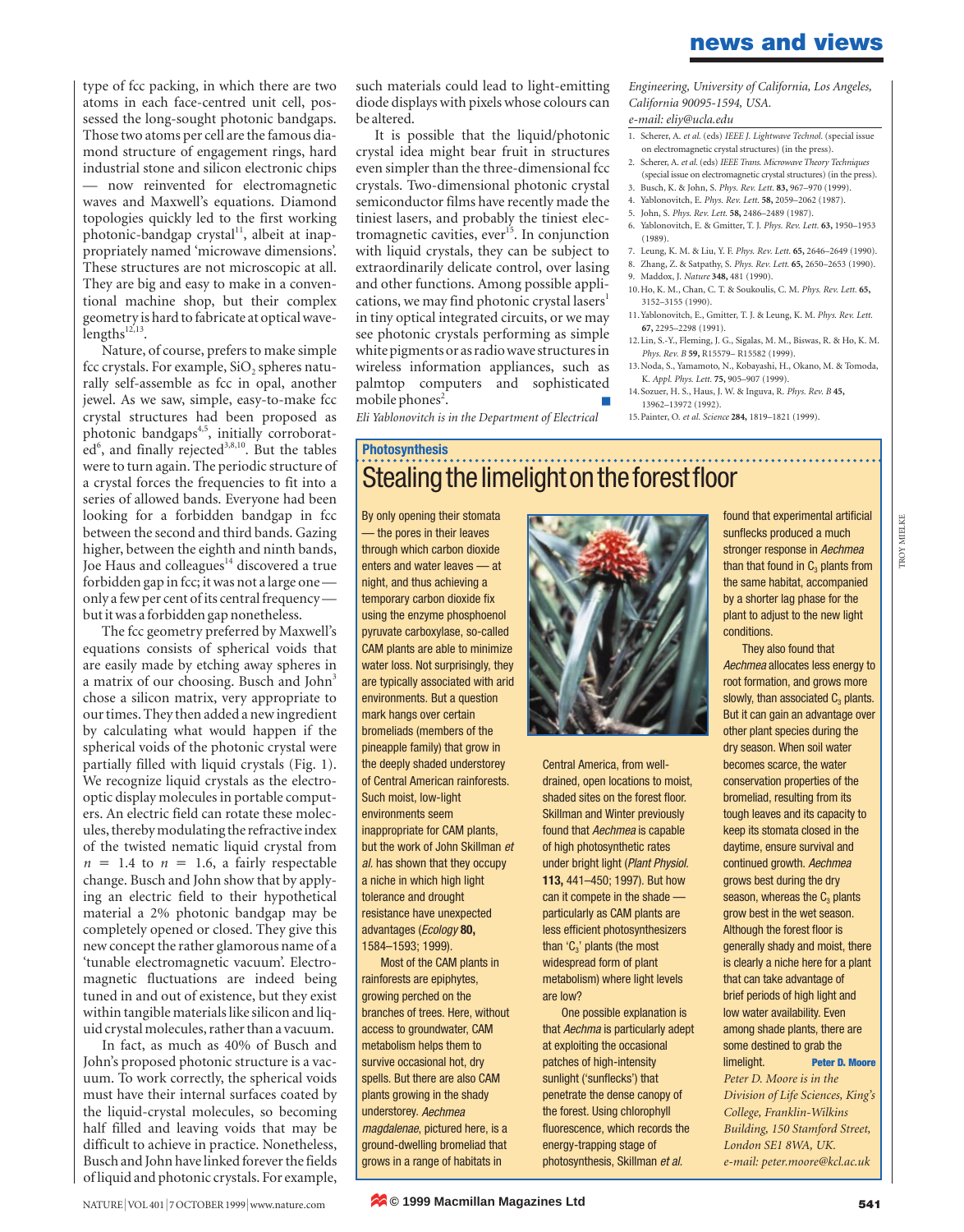type of fcc packing, in which there are two atoms in each face-centred unit cell, possessed the long-sought photonic bandgaps. Those two atoms per cell are the famous diamond structure of engagement rings, hard industrial stone and silicon electronic chips — now reinvented for electromagnetic waves and Maxwell's equations. Diamond topologies quickly led to the first working photonic-bandgap crystal[11], albeit at inappropriately named 'microwave dimensions'. These structures are not microscopic at all. They are big and easy to make in a conventional machine shop, but their complex geometry is hard to fabricate at optical wavelengths[12,13].

Nature, of course, prefers to make simple fcc crystals. For example, $SiO_2$ spheres naturally self-assemble as fcc in opal, another jewel. As we saw, simple, easy-to-make fcc crystal structures had been proposed as photonic bandgaps[4,5], initially corroborated[6], and finally rejected[3,8,10]. But the tables were to turn again. The periodic structure of a crystal forces the frequencies to fit into a series of allowed bands. Everyone had been looking for a forbidden bandgap in fcc between the second and third bands. Gazing higher, between the eighth and ninth bands, Joe Haus and colleagues[14] discovered a true forbidden gap in fcc; it was not a large one — only a few per cent of its central frequency — but it was a forbidden gap nonetheless.

The fcc geometry preferred by Maxwell's equations consists of spherical voids that are easily made by etching away spheres in a matrix of our choosing. Busch and John[3] chose a silicon matrix, very appropriate to our times. They then added a new ingredient by calculating what would happen if the spherical voids of the photonic crystal were partially filled with liquid crystals (Fig. 1). We recognize liquid crystals as the electro-optic display molecules in portable computers. An electric field can rotate these molecules, thereby modulating the refractive index of the twisted nematic liquid crystal from $n = 1.4$ to $n = 1.6$, a fairly respectable change. Busch and John show that by applying an electric field to their hypothetical material a 2% photonic bandgap may be completely opened or closed. They give this new concept the rather glamorous name of a 'tunable electromagnetic vacuum'. Electromagnetic fluctuations are indeed being tuned in and out of existence, but they exist within tangible materials like silicon and liquid crystal molecules, rather than a vacuum.

In fact, as much as 40% of Busch and John's proposed photonic structure is a vacuum. To work correctly, the spherical voids must have their internal surfaces coated by the liquid-crystal molecules, so becoming half filled and leaving voids that may be difficult to achieve in practice. Nonetheless, Busch and John have linked forever the fields of liquid and photonic crystals. For example, such materials could lead to light-emitting diode displays with pixels whose colours can be altered.

It is possible that the liquid/photonic crystal idea might bear fruit in structures even simpler than the three-dimensional fcc crystals. Two-dimensional photonic crystal semiconductor films have recently made the tiniest lasers, and probably the tiniest electromagnetic cavities, ever[15]. In conjunction with liquid crystals, they can be subject to extraordinarily delicate control, over lasing and other functions. Among possible applications, we may find photonic crystal lasers[1] in tiny optical integrated circuits, or we may see photonic crystals performing as simple white pigments or as radio wave structures in wireless information appliances, such as palmtop computers and sophisticated mobile phones[2].

*Eli Yablonovitch is in the Department of Electrical Engineering, University of California, Los Angeles, California 90095-1594, USA.*
*e-mail: eliy@ucla.edu*

1. Scherer, A. *et al.* (eds) *IEEE J. Lightwave Technol.* (special issue on electromagnetic crystal structures) (in the press).
2. Scherer, A. *et al.* (eds) *IEEE Trans. Microwave Theory Techniques* (special issue on electromagnetic crystal structures) (in the press).
3. Busch, K. & John, S. *Phys. Rev. Lett.* **83,** 967–970 (1999).
4. Yablonovitch, E. *Phys. Rev. Lett.* **58,** 2059–2062 (1987).
5. John, S. *Phys. Rev. Lett.* **58,** 2486–2489 (1987).
6. Yablonovitch, E. & Gmitter, T. J. *Phys. Rev. Lett.* **63,** 1950–1953 (1989).
7. Leung, K. M. & Liu, Y. F. *Phys. Rev. Lett.* **65,** 2646–2649 (1990).
8. Zhang, Z. & Satpathy, S. *Phys. Rev. Lett.* **65,** 2650–2653 (1990).
9. Maddox, J. *Nature* **348,** 481 (1990).
10. Ho, K. M., Chan, C. T. & Soukoulis, C. M. *Phys. Rev. Lett.* **65,** 3152–3155 (1990).
11. Yablonovitch, E., Gmitter, T. J. & Leung, K. M. *Phys. Rev. Lett.* **67,** 2295–2298 (1991).
12. Lin, S.-Y., Fleming, J. G., Sigalas, M. M., Biswas, R. & Ho, K. M. *Phys. Rev. B* **59,** R15579– R15582 (1999).
13. Noda, S., Yamamoto, N., Kobayashi, H., Okano, M. & Tomoda, K. *Appl. Phys. Lett.* **75,** 905–907 (1999).
14. Sozuer, H. S., Haus, J. W. & Inguva, R. *Phys. Rev. B* **45,** 13962–13972 (1992).
15. Painter, O. *et al. Science* **284,** 1819–1821 (1999).

**Photosynthesis**

# Stealing the limelight on the forest floor

By only opening their stomata — the pores in their leaves through which carbon dioxide enters and water leaves — at night, and thus achieving a temporary carbon dioxide fix using the enzyme phosphoenol pyruvate carboxylase, so-called CAM plants are able to minimize water loss. Not surprisingly, they are typically associated with arid environments. But a question mark hangs over certain bromeliads (members of the pineapple family) that grow in the deeply shaded understorey of Central American rainforests. Such moist, low-light environments seem inappropriate for CAM plants, but the work of John Skillman *et al.* has shown that they occupy a niche in which high light tolerance and drought resistance have unexpected advantages (*Ecology* **80,** 1584–1593; 1999).

Most of the CAM plants in rainforests are epiphytes, growing perched on the branches of trees. Here, without access to groundwater, CAM metabolism helps them to survive occasional hot, dry spells. But there are also CAM plants growing in the shady understorey. *Aechmea magdalenae*, pictured here, is a ground-dwelling bromeliad that grows in a range of habitats in Central America, from well-drained, open locations to moist, shaded sites on the forest floor. Skillman and Winter previously found that *Aechmea* is capable of high photosynthetic rates under bright light (*Plant Physiol.* **113,** 441–450; 1997). But how can it compete in the shade — particularly as CAM plants are less efficient photosynthesizers than '$C_3$' plants (the most widespread form of plant metabolism) where light levels are low?

One possible explanation is that *Aechma* is particularly adept at exploiting the occasional patches of high-intensity sunlight ('sunflecks') that penetrate the dense canopy of the forest. Using chlorophyll fluorescence, which records the energy-trapping stage of photosynthesis, Skillman *et al.* found that experimental artificial sunflecks produced a much stronger response in *Aechmea* than that found in $C_3$ plants from the same habitat, accompanied by a shorter lag phase for the plant to adjust to the new light conditions.

They also found that *Aechmea* allocates less energy to root formation, and grows more slowly, than associated $C_3$ plants. But it can gain an advantage over other plant species during the dry season. When soil water becomes scarce, the water conservation properties of the bromeliad, resulting from its tough leaves and its capacity to keep its stomata closed in the daytime, ensure survival and continued growth. *Aechmea* grows best during the dry season, whereas the $C_3$ plants grow best in the wet season. Although the forest floor is generally shady and moist, there is clearly a niche here for a plant that can take advantage of brief periods of high light and low water availability. Even among shade plants, there are some destined to grab the limelight.

**Peter D. Moore**

*Peter D. Moore is in the Division of Life Sciences, King's College, Franklin-Wilkins Building, 150 Stamford Street, London SE1 8WA, UK.*
*e-mail: peter.moore@kcl.ac.uk*

TROY MIELKE